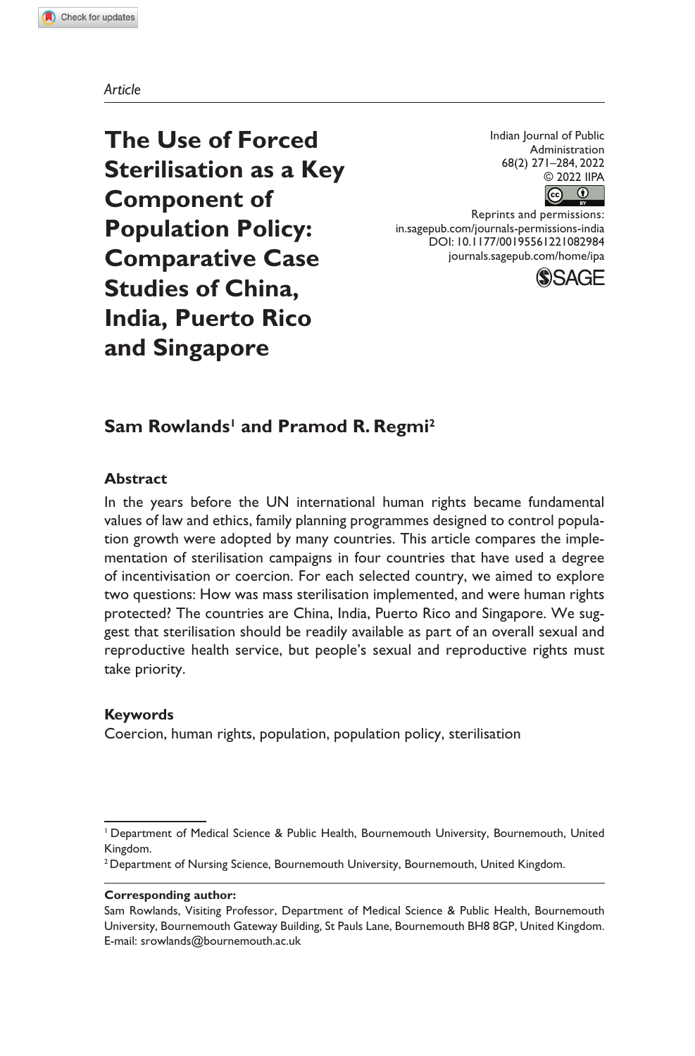*Article*

# The Use of Forced Sterilisation as a Key Component of Population Policy: Comparative Case Studies of China, India, Puerto Rico and Singapore

Indian Journal of Public Administration
68(2) 271–284, 2022
© 2022 IIPA
Reprints and permissions:
in.sagepub.com/journals-permissions-india
DOI: 10.1177/00195561221082984
journals.sagepub.com/home/ipa

**Sam Rowlands[1] and Pramod R. Regmi[2]**

## Abstract

In the years before the UN international human rights became fundamental values of law and ethics, family planning programmes designed to control population growth were adopted by many countries. This article compares the implementation of sterilisation campaigns in four countries that have used a degree of incentivisation or coercion. For each selected country, we aimed to explore two questions: How was mass sterilisation implemented, and were human rights protected? The countries are China, India, Puerto Rico and Singapore. We suggest that sterilisation should be readily available as part of an overall sexual and reproductive health service, but people's sexual and reproductive rights must take priority.

## Keywords

Coercion, human rights, population, population policy, sterilisation

---

[1] Department of Medical Science & Public Health, Bournemouth University, Bournemouth, United Kingdom.
[2] Department of Nursing Science, Bournemouth University, Bournemouth, United Kingdom.

**Corresponding author:**
Sam Rowlands, Visiting Professor, Department of Medical Science & Public Health, Bournemouth University, Bournemouth Gateway Building, St Pauls Lane, Bournemouth BH8 8GP, United Kingdom.
E-mail: srowlands@bournemouth.ac.uk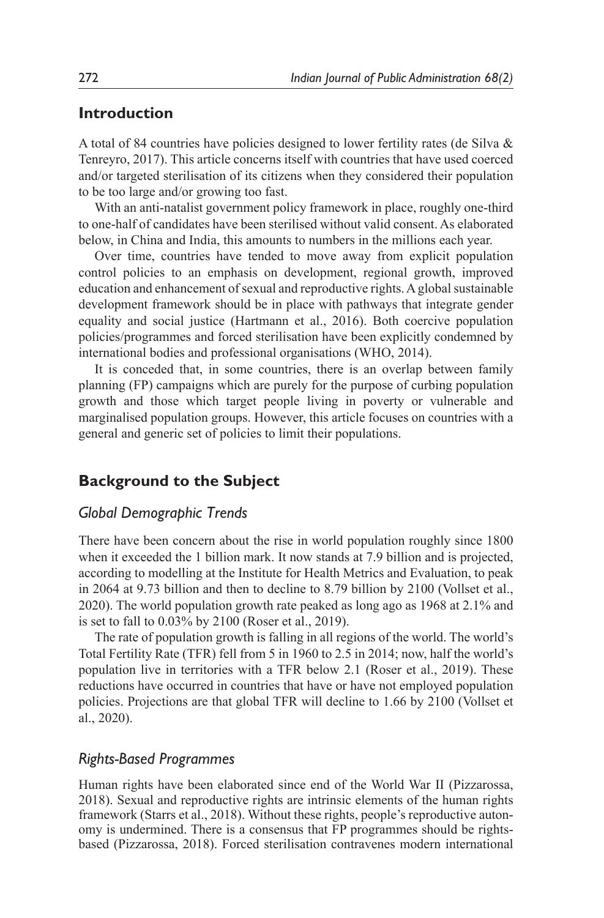## Introduction

A total of 84 countries have policies designed to lower fertility rates (de Silva & Tenreyro, 2017). This article concerns itself with countries that have used coerced and/or targeted sterilisation of its citizens when they considered their population to be too large and/or growing too fast.

With an anti-natalist government policy framework in place, roughly one-third to one-half of candidates have been sterilised without valid consent. As elaborated below, in China and India, this amounts to numbers in the millions each year.

Over time, countries have tended to move away from explicit population control policies to an emphasis on development, regional growth, improved education and enhancement of sexual and reproductive rights. A global sustainable development framework should be in place with pathways that integrate gender equality and social justice (Hartmann et al., 2016). Both coercive population policies/programmes and forced sterilisation have been explicitly condemned by international bodies and professional organisations (WHO, 2014).

It is conceded that, in some countries, there is an overlap between family planning (FP) campaigns which are purely for the purpose of curbing population growth and those which target people living in poverty or vulnerable and marginalised population groups. However, this article focuses on countries with a general and generic set of policies to limit their populations.

## Background to the Subject

### *Global Demographic Trends*

There have been concern about the rise in world population roughly since 1800 when it exceeded the 1 billion mark. It now stands at 7.9 billion and is projected, according to modelling at the Institute for Health Metrics and Evaluation, to peak in 2064 at 9.73 billion and then to decline to 8.79 billion by 2100 (Vollset et al., 2020). The world population growth rate peaked as long ago as 1968 at 2.1% and is set to fall to 0.03% by 2100 (Roser et al., 2019).

The rate of population growth is falling in all regions of the world. The world's Total Fertility Rate (TFR) fell from 5 in 1960 to 2.5 in 2014; now, half the world's population live in territories with a TFR below 2.1 (Roser et al., 2019). These reductions have occurred in countries that have or have not employed population policies. Projections are that global TFR will decline to 1.66 by 2100 (Vollset et al., 2020).

### *Rights-Based Programmes*

Human rights have been elaborated since end of the World War II (Pizzarossa, 2018). Sexual and reproductive rights are intrinsic elements of the human rights framework (Starrs et al., 2018). Without these rights, people's reproductive autonomy is undermined. There is a consensus that FP programmes should be rights-based (Pizzarossa, 2018). Forced sterilisation contravenes modern international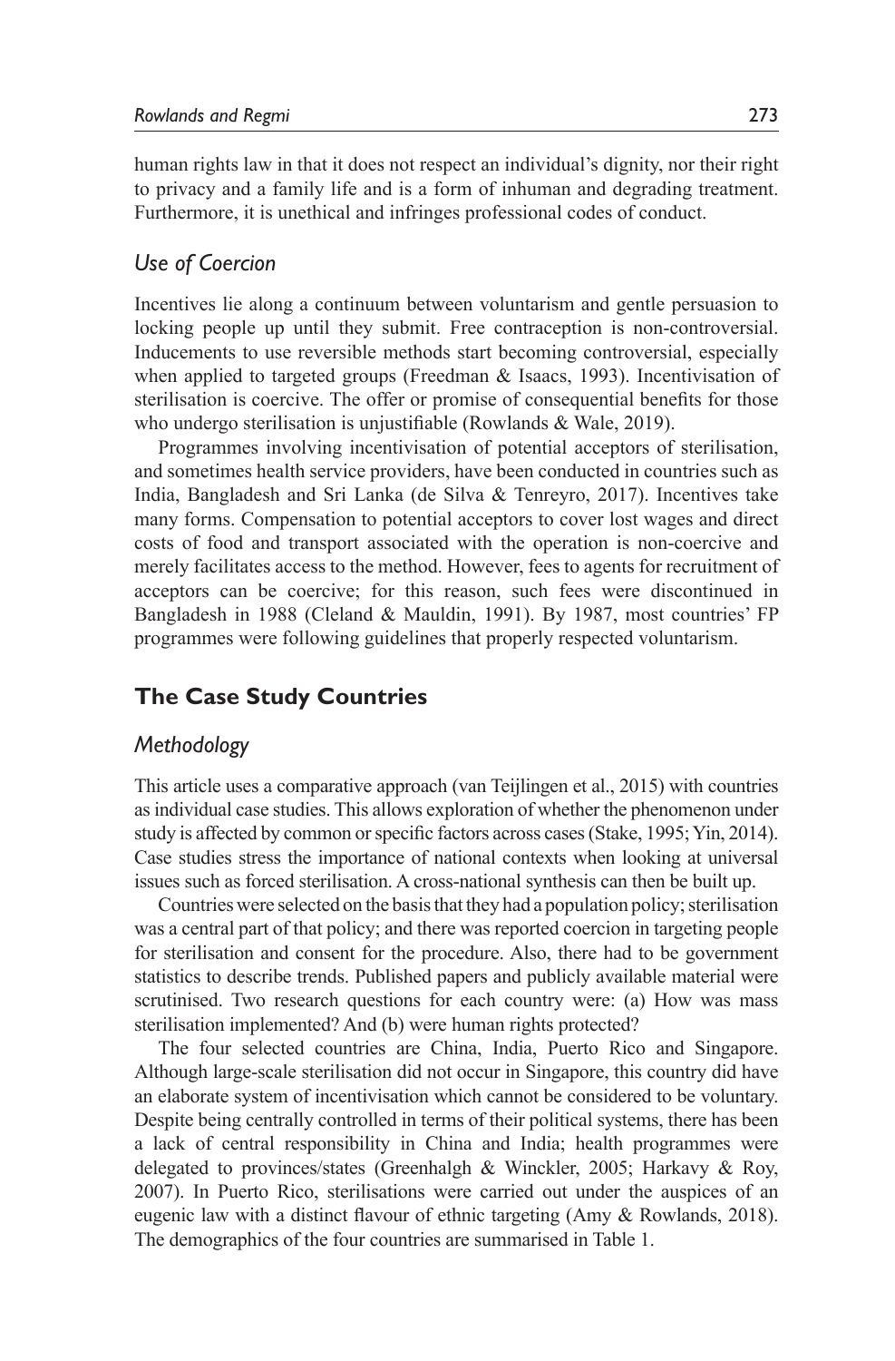human rights law in that it does not respect an individual's dignity, nor their right to privacy and a family life and is a form of inhuman and degrading treatment. Furthermore, it is unethical and infringes professional codes of conduct.

### *Use of Coercion*

Incentives lie along a continuum between voluntarism and gentle persuasion to locking people up until they submit. Free contraception is non-controversial. Inducements to use reversible methods start becoming controversial, especially when applied to targeted groups (Freedman & Isaacs, 1993). Incentivisation of sterilisation is coercive. The offer or promise of consequential benefits for those who undergo sterilisation is unjustifiable (Rowlands & Wale, 2019).

Programmes involving incentivisation of potential acceptors of sterilisation, and sometimes health service providers, have been conducted in countries such as India, Bangladesh and Sri Lanka (de Silva & Tenreyro, 2017). Incentives take many forms. Compensation to potential acceptors to cover lost wages and direct costs of food and transport associated with the operation is non-coercive and merely facilitates access to the method. However, fees to agents for recruitment of acceptors can be coercive; for this reason, such fees were discontinued in Bangladesh in 1988 (Cleland & Mauldin, 1991). By 1987, most countries' FP programmes were following guidelines that properly respected voluntarism.

## The Case Study Countries

### *Methodology*

This article uses a comparative approach (van Teijlingen et al., 2015) with countries as individual case studies. This allows exploration of whether the phenomenon under study is affected by common or specific factors across cases (Stake, 1995; Yin, 2014). Case studies stress the importance of national contexts when looking at universal issues such as forced sterilisation. A cross-national synthesis can then be built up.

Countries were selected on the basis that they had a population policy; sterilisation was a central part of that policy; and there was reported coercion in targeting people for sterilisation and consent for the procedure. Also, there had to be government statistics to describe trends. Published papers and publicly available material were scrutinised. Two research questions for each country were: (a) How was mass sterilisation implemented? And (b) were human rights protected?

The four selected countries are China, India, Puerto Rico and Singapore. Although large-scale sterilisation did not occur in Singapore, this country did have an elaborate system of incentivisation which cannot be considered to be voluntary. Despite being centrally controlled in terms of their political systems, there has been a lack of central responsibility in China and India; health programmes were delegated to provinces/states (Greenhalgh & Winckler, 2005; Harkavy & Roy, 2007). In Puerto Rico, sterilisations were carried out under the auspices of an eugenic law with a distinct flavour of ethnic targeting (Amy & Rowlands, 2018). The demographics of the four countries are summarised in Table 1.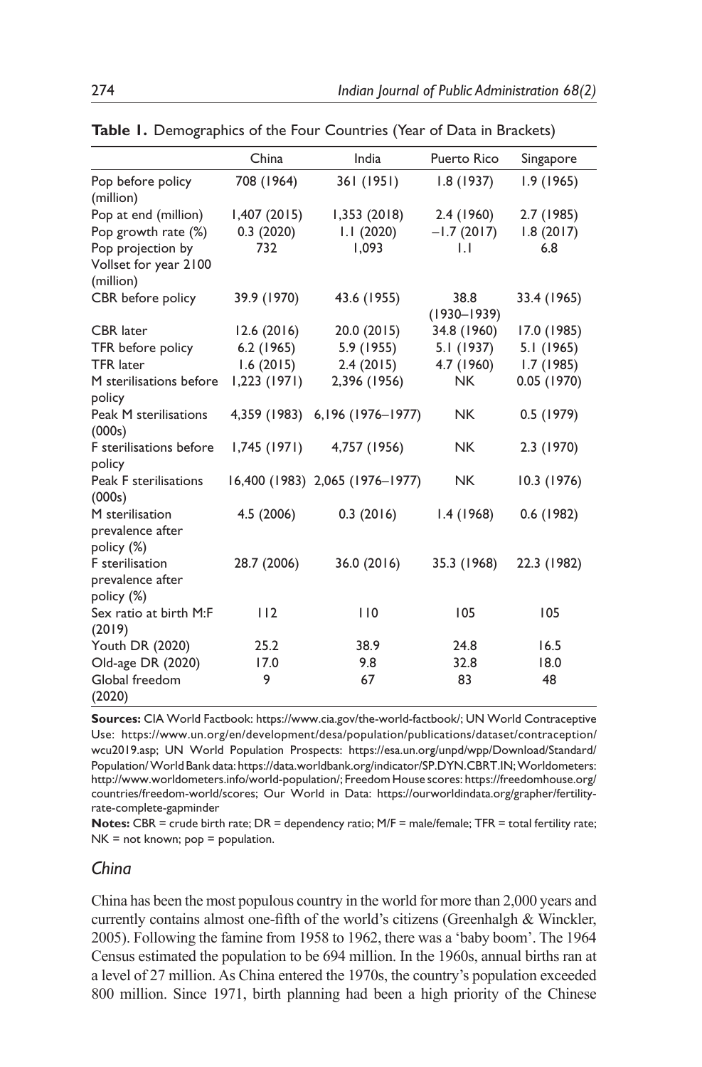**Table 1.** Demographics of the Four Countries (Year of Data in Brackets)

| | China | India | Puerto Rico | Singapore |
|---|---|---|---|---|
| Pop before policy (million) | 708 (1964) | 361 (1951) | 1.8 (1937) | 1.9 (1965) |
| Pop at end (million) | 1,407 (2015) | 1,353 (2018) | 2.4 (1960) | 2.7 (1985) |
| Pop growth rate (%) | 0.3 (2020) | 1.1 (2020) | –1.7 (2017) | 1.8 (2017) |
| Pop projection by Vollset for year 2100 (million) | 732 | 1,093 | 1.1 | 6.8 |
| CBR before policy | 39.9 (1970) | 43.6 (1955) | 38.8 (1930–1939) | 33.4 (1965) |
| CBR later | 12.6 (2016) | 20.0 (2015) | 34.8 (1960) | 17.0 (1985) |
| TFR before policy | 6.2 (1965) | 5.9 (1955) | 5.1 (1937) | 5.1 (1965) |
| TFR later | 1.6 (2015) | 2.4 (2015) | 4.7 (1960) | 1.7 (1985) |
| M sterilisations before policy | 1,223 (1971) | 2,396 (1956) | NK | 0.05 (1970) |
| Peak M sterilisations (000s) | 4,359 (1983) | 6,196 (1976–1977) | NK | 0.5 (1979) |
| F sterilisations before policy | 1,745 (1971) | 4,757 (1956) | NK | 2.3 (1970) |
| Peak F sterilisations (000s) | 16,400 (1983) | 2,065 (1976–1977) | NK | 10.3 (1976) |
| M sterilisation prevalence after policy (%) | 4.5 (2006) | 0.3 (2016) | 1.4 (1968) | 0.6 (1982) |
| F sterilisation prevalence after policy (%) | 28.7 (2006) | 36.0 (2016) | 35.3 (1968) | 22.3 (1982) |
| Sex ratio at birth M:F (2019) | 112 | 110 | 105 | 105 |
| Youth DR (2020) | 25.2 | 38.9 | 24.8 | 16.5 |
| Old-age DR (2020) | 17.0 | 9.8 | 32.8 | 18.0 |
| Global freedom (2020) | 9 | 67 | 83 | 48 |

**Sources:** CIA World Factbook: https://www.cia.gov/the-world-factbook/; UN World Contraceptive Use: https://www.un.org/en/development/desa/population/publications/dataset/contraception/wcu2019.asp; UN World Population Prospects: https://esa.un.org/unpd/wpp/Download/Standard/Population/ World Bank data: https://data.worldbank.org/indicator/SP.DYN.CBRT.IN; Worldometers: http://www.worldometers.info/world-population/; Freedom House scores: https://freedomhouse.org/countries/freedom-world/scores; Our World in Data: https://ourworldindata.org/grapher/fertility-rate-complete-gapminder

**Notes:** CBR = crude birth rate; DR = dependency ratio; M/F = male/female; TFR = total fertility rate; NK = not known; pop = population.

## *China*

China has been the most populous country in the world for more than 2,000 years and currently contains almost one-fifth of the world's citizens (Greenhalgh & Winckler, 2005). Following the famine from 1958 to 1962, there was a 'baby boom'. The 1964 Census estimated the population to be 694 million. In the 1960s, annual births ran at a level of 27 million. As China entered the 1970s, the country's population exceeded 800 million. Since 1971, birth planning had been a high priority of the Chinese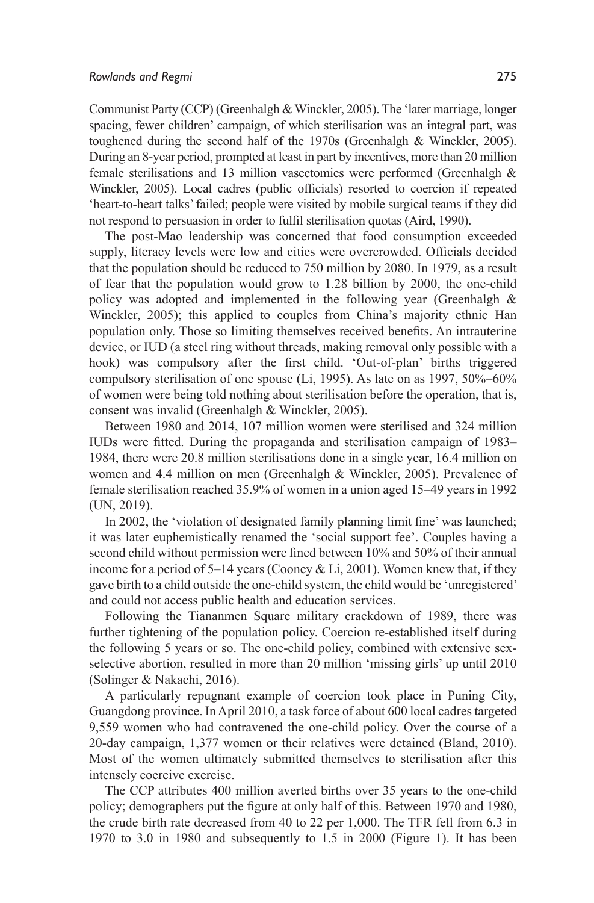Communist Party (CCP) (Greenhalgh & Winckler, 2005). The 'later marriage, longer spacing, fewer children' campaign, of which sterilisation was an integral part, was toughened during the second half of the 1970s (Greenhalgh & Winckler, 2005). During an 8-year period, prompted at least in part by incentives, more than 20 million female sterilisations and 13 million vasectomies were performed (Greenhalgh & Winckler, 2005). Local cadres (public officials) resorted to coercion if repeated 'heart-to-heart talks' failed; people were visited by mobile surgical teams if they did not respond to persuasion in order to fulfil sterilisation quotas (Aird, 1990).

The post-Mao leadership was concerned that food consumption exceeded supply, literacy levels were low and cities were overcrowded. Officials decided that the population should be reduced to 750 million by 2080. In 1979, as a result of fear that the population would grow to 1.28 billion by 2000, the one-child policy was adopted and implemented in the following year (Greenhalgh & Winckler, 2005); this applied to couples from China's majority ethnic Han population only. Those so limiting themselves received benefits. An intrauterine device, or IUD (a steel ring without threads, making removal only possible with a hook) was compulsory after the first child. 'Out-of-plan' births triggered compulsory sterilisation of one spouse (Li, 1995). As late on as 1997, 50%–60% of women were being told nothing about sterilisation before the operation, that is, consent was invalid (Greenhalgh & Winckler, 2005).

Between 1980 and 2014, 107 million women were sterilised and 324 million IUDs were fitted. During the propaganda and sterilisation campaign of 1983–1984, there were 20.8 million sterilisations done in a single year, 16.4 million on women and 4.4 million on men (Greenhalgh & Winckler, 2005). Prevalence of female sterilisation reached 35.9% of women in a union aged 15–49 years in 1992 (UN, 2019).

In 2002, the 'violation of designated family planning limit fine' was launched; it was later euphemistically renamed the 'social support fee'. Couples having a second child without permission were fined between 10% and 50% of their annual income for a period of 5–14 years (Cooney & Li, 2001). Women knew that, if they gave birth to a child outside the one-child system, the child would be 'unregistered' and could not access public health and education services.

Following the Tiananmen Square military crackdown of 1989, there was further tightening of the population policy. Coercion re-established itself during the following 5 years or so. The one-child policy, combined with extensive sex-selective abortion, resulted in more than 20 million 'missing girls' up until 2010 (Solinger & Nakachi, 2016).

A particularly repugnant example of coercion took place in Puning City, Guangdong province. In April 2010, a task force of about 600 local cadres targeted 9,559 women who had contravened the one-child policy. Over the course of a 20-day campaign, 1,377 women or their relatives were detained (Bland, 2010). Most of the women ultimately submitted themselves to sterilisation after this intensely coercive exercise.

The CCP attributes 400 million averted births over 35 years to the one-child policy; demographers put the figure at only half of this. Between 1970 and 1980, the crude birth rate decreased from 40 to 22 per 1,000. The TFR fell from 6.3 in 1970 to 3.0 in 1980 and subsequently to 1.5 in 2000 (Figure 1). It has been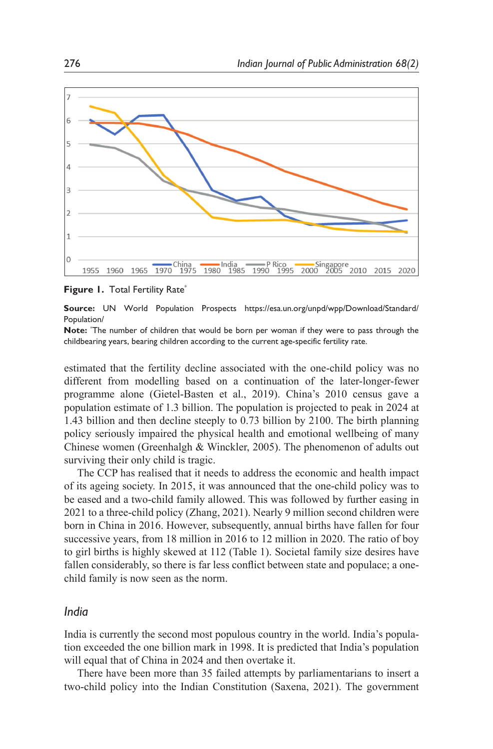**Figure 1.** Total Fertility Rate*

**Source:** UN World Population Prospects https://esa.un.org/unpd/wpp/Download/Standard/Population/

**Note:** *The number of children that would be born per woman if they were to pass through the childbearing years, bearing children according to the current age-specific fertility rate.

estimated that the fertility decline associated with the one-child policy was no different from modelling based on a continuation of the later-longer-fewer programme alone (Gietel-Basten et al., 2019). China's 2010 census gave a population estimate of 1.3 billion. The population is projected to peak in 2024 at 1.43 billion and then decline steeply to 0.73 billion by 2100. The birth planning policy seriously impaired the physical health and emotional wellbeing of many Chinese women (Greenhalgh & Winckler, 2005). The phenomenon of adults out surviving their only child is tragic.

The CCP has realised that it needs to address the economic and health impact of its ageing society. In 2015, it was announced that the one-child policy was to be eased and a two-child family allowed. This was followed by further easing in 2021 to a three-child policy (Zhang, 2021). Nearly 9 million second children were born in China in 2016. However, subsequently, annual births have fallen for four successive years, from 18 million in 2016 to 12 million in 2020. The ratio of boy to girl births is highly skewed at 112 (Table 1). Societal family size desires have fallen considerably, so there is far less conflict between state and populace; a one-child family is now seen as the norm.

## *India*

India is currently the second most populous country in the world. India's population exceeded the one billion mark in 1998. It is predicted that India's population will equal that of China in 2024 and then overtake it.

There have been more than 35 failed attempts by parliamentarians to insert a two-child policy into the Indian Constitution (Saxena, 2021). The government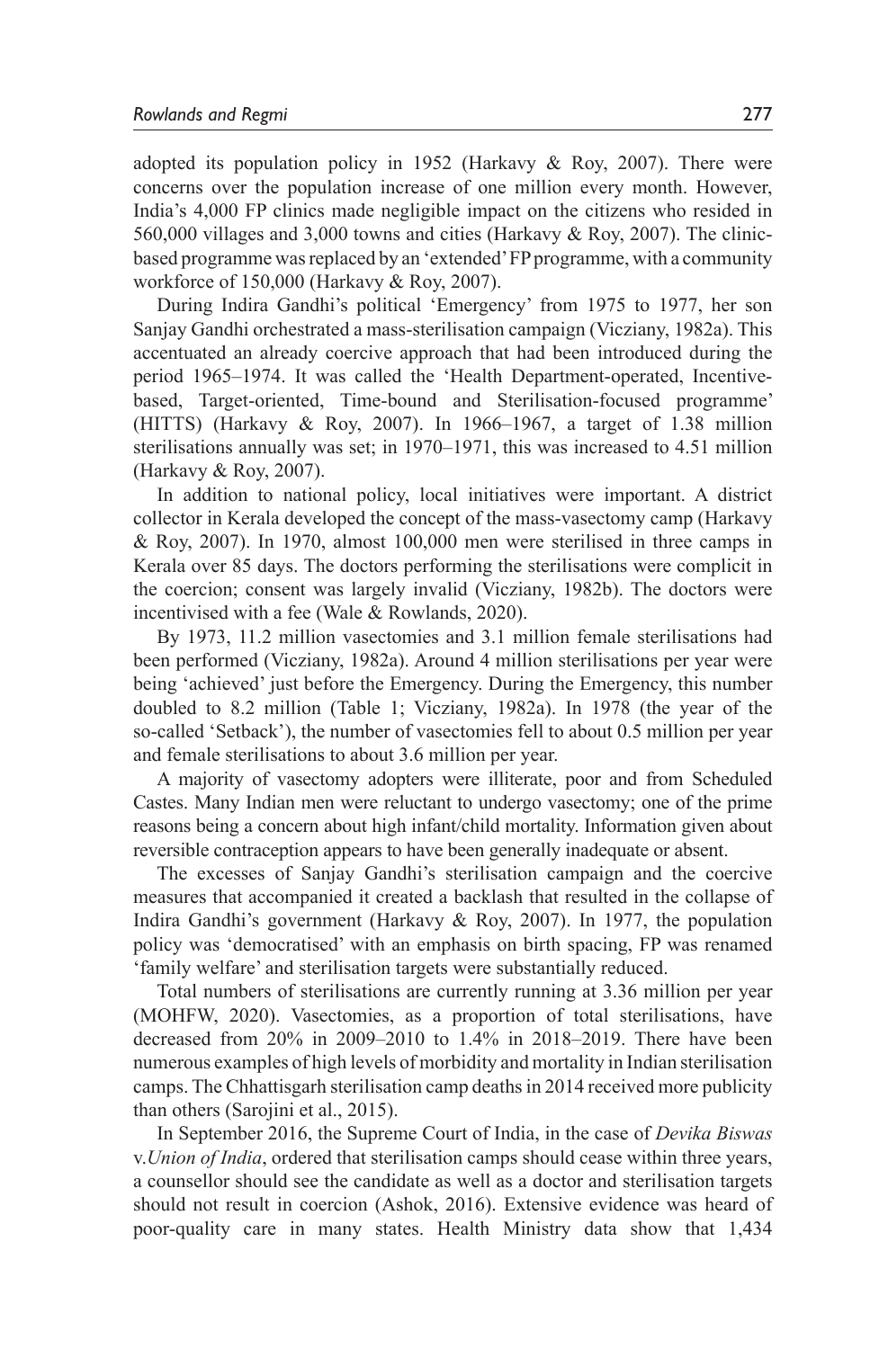adopted its population policy in 1952 (Harkavy & Roy, 2007). There were concerns over the population increase of one million every month. However, India's 4,000 FP clinics made negligible impact on the citizens who resided in 560,000 villages and 3,000 towns and cities (Harkavy & Roy, 2007). The clinic-based programme was replaced by an 'extended' FP programme, with a community workforce of 150,000 (Harkavy & Roy, 2007).

During Indira Gandhi's political 'Emergency' from 1975 to 1977, her son Sanjay Gandhi orchestrated a mass-sterilisation campaign (Vicziany, 1982a). This accentuated an already coercive approach that had been introduced during the period 1965–1974. It was called the 'Health Department-operated, Incentive-based, Target-oriented, Time-bound and Sterilisation-focused programme' (HITTS) (Harkavy & Roy, 2007). In 1966–1967, a target of 1.38 million sterilisations annually was set; in 1970–1971, this was increased to 4.51 million (Harkavy & Roy, 2007).

In addition to national policy, local initiatives were important. A district collector in Kerala developed the concept of the mass-vasectomy camp (Harkavy & Roy, 2007). In 1970, almost 100,000 men were sterilised in three camps in Kerala over 85 days. The doctors performing the sterilisations were complicit in the coercion; consent was largely invalid (Vicziany, 1982b). The doctors were incentivised with a fee (Wale & Rowlands, 2020).

By 1973, 11.2 million vasectomies and 3.1 million female sterilisations had been performed (Vicziany, 1982a). Around 4 million sterilisations per year were being 'achieved' just before the Emergency. During the Emergency, this number doubled to 8.2 million (Table 1; Vicziany, 1982a). In 1978 (the year of the so-called 'Setback'), the number of vasectomies fell to about 0.5 million per year and female sterilisations to about 3.6 million per year.

A majority of vasectomy adopters were illiterate, poor and from Scheduled Castes. Many Indian men were reluctant to undergo vasectomy; one of the prime reasons being a concern about high infant/child mortality. Information given about reversible contraception appears to have been generally inadequate or absent.

The excesses of Sanjay Gandhi's sterilisation campaign and the coercive measures that accompanied it created a backlash that resulted in the collapse of Indira Gandhi's government (Harkavy & Roy, 2007). In 1977, the population policy was 'democratised' with an emphasis on birth spacing, FP was renamed 'family welfare' and sterilisation targets were substantially reduced.

Total numbers of sterilisations are currently running at 3.36 million per year (MOHFW, 2020). Vasectomies, as a proportion of total sterilisations, have decreased from 20% in 2009–2010 to 1.4% in 2018–2019. There have been numerous examples of high levels of morbidity and mortality in Indian sterilisation camps. The Chhattisgarh sterilisation camp deaths in 2014 received more publicity than others (Sarojini et al., 2015).

In September 2016, the Supreme Court of India, in the case of *Devika Biswas* v.*Union of India*, ordered that sterilisation camps should cease within three years, a counsellor should see the candidate as well as a doctor and sterilisation targets should not result in coercion (Ashok, 2016). Extensive evidence was heard of poor-quality care in many states. Health Ministry data show that 1,434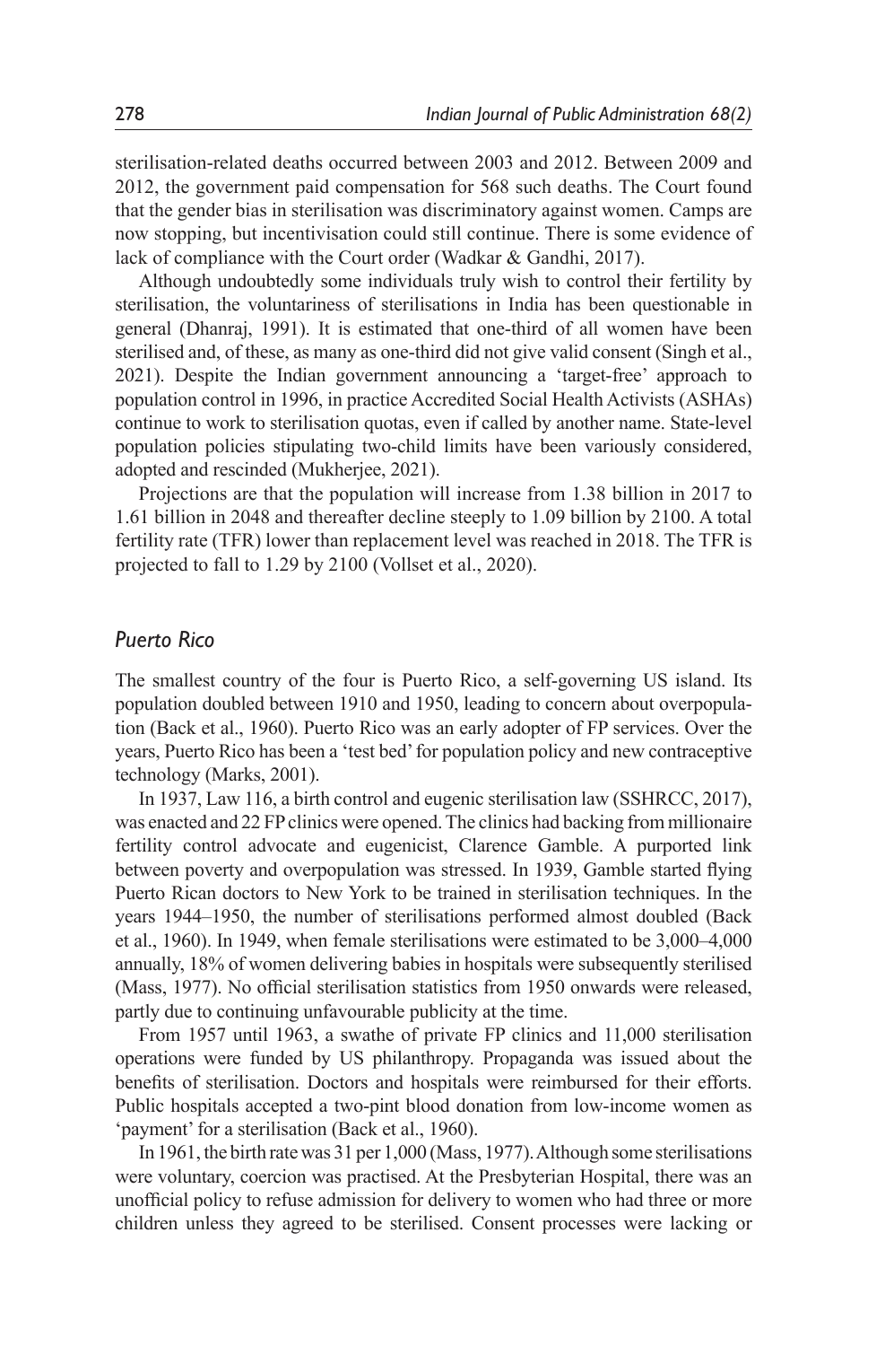sterilisation-related deaths occurred between 2003 and 2012. Between 2009 and 2012, the government paid compensation for 568 such deaths. The Court found that the gender bias in sterilisation was discriminatory against women. Camps are now stopping, but incentivisation could still continue. There is some evidence of lack of compliance with the Court order (Wadkar & Gandhi, 2017).

Although undoubtedly some individuals truly wish to control their fertility by sterilisation, the voluntariness of sterilisations in India has been questionable in general (Dhanraj, 1991). It is estimated that one-third of all women have been sterilised and, of these, as many as one-third did not give valid consent (Singh et al., 2021). Despite the Indian government announcing a 'target-free' approach to population control in 1996, in practice Accredited Social Health Activists (ASHAs) continue to work to sterilisation quotas, even if called by another name. State-level population policies stipulating two-child limits have been variously considered, adopted and rescinded (Mukherjee, 2021).

Projections are that the population will increase from 1.38 billion in 2017 to 1.61 billion in 2048 and thereafter decline steeply to 1.09 billion by 2100. A total fertility rate (TFR) lower than replacement level was reached in 2018. The TFR is projected to fall to 1.29 by 2100 (Vollset et al., 2020).

### *Puerto Rico*

The smallest country of the four is Puerto Rico, a self-governing US island. Its population doubled between 1910 and 1950, leading to concern about overpopulation (Back et al., 1960). Puerto Rico was an early adopter of FP services. Over the years, Puerto Rico has been a 'test bed' for population policy and new contraceptive technology (Marks, 2001).

In 1937, Law 116, a birth control and eugenic sterilisation law (SSHRCC, 2017), was enacted and 22 FP clinics were opened. The clinics had backing from millionaire fertility control advocate and eugenicist, Clarence Gamble. A purported link between poverty and overpopulation was stressed. In 1939, Gamble started flying Puerto Rican doctors to New York to be trained in sterilisation techniques. In the years 1944–1950, the number of sterilisations performed almost doubled (Back et al., 1960). In 1949, when female sterilisations were estimated to be 3,000–4,000 annually, 18% of women delivering babies in hospitals were subsequently sterilised (Mass, 1977). No official sterilisation statistics from 1950 onwards were released, partly due to continuing unfavourable publicity at the time.

From 1957 until 1963, a swathe of private FP clinics and 11,000 sterilisation operations were funded by US philanthropy. Propaganda was issued about the benefits of sterilisation. Doctors and hospitals were reimbursed for their efforts. Public hospitals accepted a two-pint blood donation from low-income women as 'payment' for a sterilisation (Back et al., 1960).

In 1961, the birth rate was 31 per 1,000 (Mass, 1977). Although some sterilisations were voluntary, coercion was practised. At the Presbyterian Hospital, there was an unofficial policy to refuse admission for delivery to women who had three or more children unless they agreed to be sterilised. Consent processes were lacking or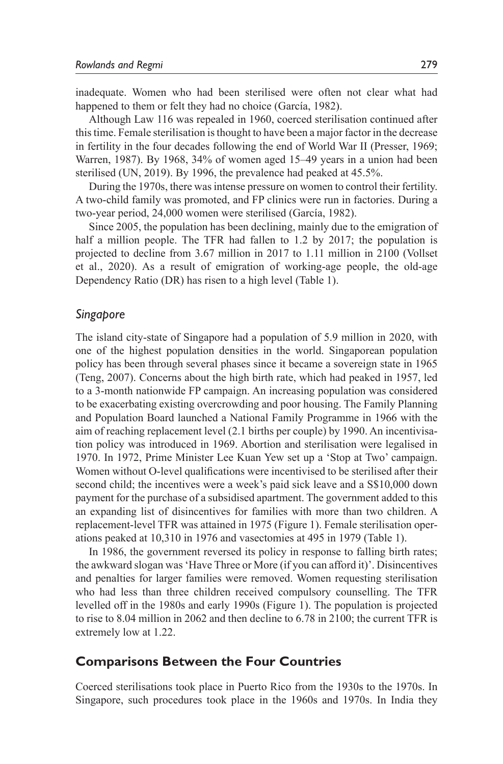inadequate. Women who had been sterilised were often not clear what had happened to them or felt they had no choice (García, 1982).

Although Law 116 was repealed in 1960, coerced sterilisation continued after this time. Female sterilisation is thought to have been a major factor in the decrease in fertility in the four decades following the end of World War II (Presser, 1969; Warren, 1987). By 1968, 34% of women aged 15–49 years in a union had been sterilised (UN, 2019). By 1996, the prevalence had peaked at 45.5%.

During the 1970s, there was intense pressure on women to control their fertility. A two-child family was promoted, and FP clinics were run in factories. During a two-year period, 24,000 women were sterilised (García, 1982).

Since 2005, the population has been declining, mainly due to the emigration of half a million people. The TFR had fallen to 1.2 by 2017; the population is projected to decline from 3.67 million in 2017 to 1.11 million in 2100 (Vollset et al., 2020). As a result of emigration of working-age people, the old-age Dependency Ratio (DR) has risen to a high level (Table 1).

### *Singapore*

The island city-state of Singapore had a population of 5.9 million in 2020, with one of the highest population densities in the world. Singaporean population policy has been through several phases since it became a sovereign state in 1965 (Teng, 2007). Concerns about the high birth rate, which had peaked in 1957, led to a 3-month nationwide FP campaign. An increasing population was considered to be exacerbating existing overcrowding and poor housing. The Family Planning and Population Board launched a National Family Programme in 1966 with the aim of reaching replacement level (2.1 births per couple) by 1990. An incentivisation policy was introduced in 1969. Abortion and sterilisation were legalised in 1970. In 1972, Prime Minister Lee Kuan Yew set up a 'Stop at Two' campaign. Women without O-level qualifications were incentivised to be sterilised after their second child; the incentives were a week's paid sick leave and a S$10,000 down payment for the purchase of a subsidised apartment. The government added to this an expanding list of disincentives for families with more than two children. A replacement-level TFR was attained in 1975 (Figure 1). Female sterilisation operations peaked at 10,310 in 1976 and vasectomies at 495 in 1979 (Table 1).

In 1986, the government reversed its policy in response to falling birth rates; the awkward slogan was 'Have Three or More (if you can afford it)'. Disincentives and penalties for larger families were removed. Women requesting sterilisation who had less than three children received compulsory counselling. The TFR levelled off in the 1980s and early 1990s (Figure 1). The population is projected to rise to 8.04 million in 2062 and then decline to 6.78 in 2100; the current TFR is extremely low at 1.22.

## **Comparisons Between the Four Countries**

Coerced sterilisations took place in Puerto Rico from the 1930s to the 1970s. In Singapore, such procedures took place in the 1960s and 1970s. In India they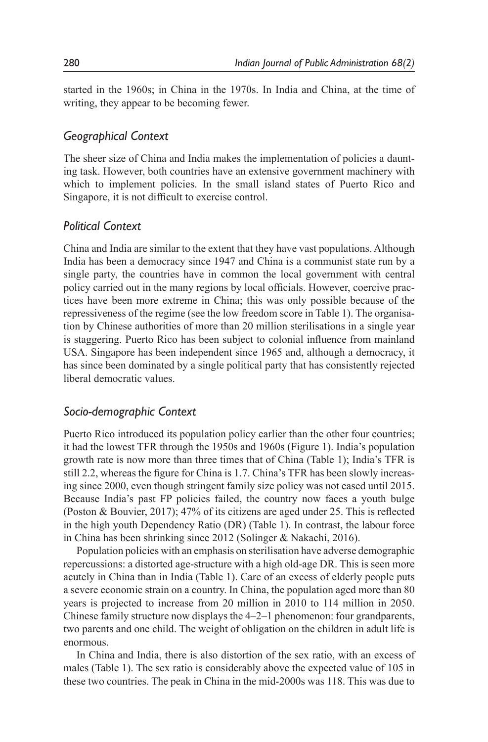started in the 1960s; in China in the 1970s. In India and China, at the time of writing, they appear to be becoming fewer.

### *Geographical Context*

The sheer size of China and India makes the implementation of policies a daunting task. However, both countries have an extensive government machinery with which to implement policies. In the small island states of Puerto Rico and Singapore, it is not difficult to exercise control.

### *Political Context*

China and India are similar to the extent that they have vast populations. Although India has been a democracy since 1947 and China is a communist state run by a single party, the countries have in common the local government with central policy carried out in the many regions by local officials. However, coercive practices have been more extreme in China; this was only possible because of the repressiveness of the regime (see the low freedom score in Table 1). The organisation by Chinese authorities of more than 20 million sterilisations in a single year is staggering. Puerto Rico has been subject to colonial influence from mainland USA. Singapore has been independent since 1965 and, although a democracy, it has since been dominated by a single political party that has consistently rejected liberal democratic values.

### *Socio-demographic Context*

Puerto Rico introduced its population policy earlier than the other four countries; it had the lowest TFR through the 1950s and 1960s (Figure 1). India's population growth rate is now more than three times that of China (Table 1); India's TFR is still 2.2, whereas the figure for China is 1.7. China's TFR has been slowly increasing since 2000, even though stringent family size policy was not eased until 2015. Because India's past FP policies failed, the country now faces a youth bulge (Poston & Bouvier, 2017); 47% of its citizens are aged under 25. This is reflected in the high youth Dependency Ratio (DR) (Table 1). In contrast, the labour force in China has been shrinking since 2012 (Solinger & Nakachi, 2016).

Population policies with an emphasis on sterilisation have adverse demographic repercussions: a distorted age-structure with a high old-age DR. This is seen more acutely in China than in India (Table 1). Care of an excess of elderly people puts a severe economic strain on a country. In China, the population aged more than 80 years is projected to increase from 20 million in 2010 to 114 million in 2050. Chinese family structure now displays the 4–2–1 phenomenon: four grandparents, two parents and one child. The weight of obligation on the children in adult life is enormous.

In China and India, there is also distortion of the sex ratio, with an excess of males (Table 1). The sex ratio is considerably above the expected value of 105 in these two countries. The peak in China in the mid-2000s was 118. This was due to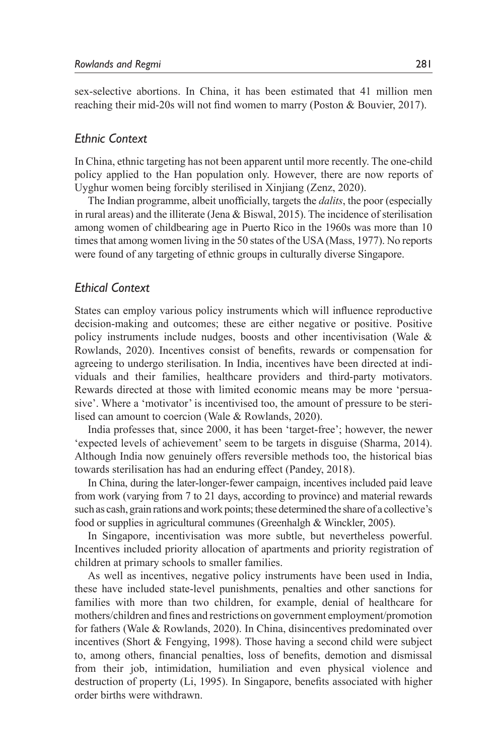sex-selective abortions. In China, it has been estimated that 41 million men reaching their mid-20s will not find women to marry (Poston & Bouvier, 2017).

### *Ethnic Context*

In China, ethnic targeting has not been apparent until more recently. The one-child policy applied to the Han population only. However, there are now reports of Uyghur women being forcibly sterilised in Xinjiang (Zenz, 2020).

The Indian programme, albeit unofficially, targets the *dalits*, the poor (especially in rural areas) and the illiterate (Jena & Biswal, 2015). The incidence of sterilisation among women of childbearing age in Puerto Rico in the 1960s was more than 10 times that among women living in the 50 states of the USA (Mass, 1977). No reports were found of any targeting of ethnic groups in culturally diverse Singapore.

### *Ethical Context*

States can employ various policy instruments which will influence reproductive decision-making and outcomes; these are either negative or positive. Positive policy instruments include nudges, boosts and other incentivisation (Wale & Rowlands, 2020). Incentives consist of benefits, rewards or compensation for agreeing to undergo sterilisation. In India, incentives have been directed at individuals and their families, healthcare providers and third-party motivators. Rewards directed at those with limited economic means may be more 'persuasive'. Where a 'motivator' is incentivised too, the amount of pressure to be sterilised can amount to coercion (Wale & Rowlands, 2020).

India professes that, since 2000, it has been 'target-free'; however, the newer 'expected levels of achievement' seem to be targets in disguise (Sharma, 2014). Although India now genuinely offers reversible methods too, the historical bias towards sterilisation has had an enduring effect (Pandey, 2018).

In China, during the later-longer-fewer campaign, incentives included paid leave from work (varying from 7 to 21 days, according to province) and material rewards such as cash, grain rations and work points; these determined the share of a collective's food or supplies in agricultural communes (Greenhalgh & Winckler, 2005).

In Singapore, incentivisation was more subtle, but nevertheless powerful. Incentives included priority allocation of apartments and priority registration of children at primary schools to smaller families.

As well as incentives, negative policy instruments have been used in India, these have included state-level punishments, penalties and other sanctions for families with more than two children, for example, denial of healthcare for mothers/children and fines and restrictions on government employment/promotion for fathers (Wale & Rowlands, 2020). In China, disincentives predominated over incentives (Short & Fengying, 1998). Those having a second child were subject to, among others, financial penalties, loss of benefits, demotion and dismissal from their job, intimidation, humiliation and even physical violence and destruction of property (Li, 1995). In Singapore, benefits associated with higher order births were withdrawn.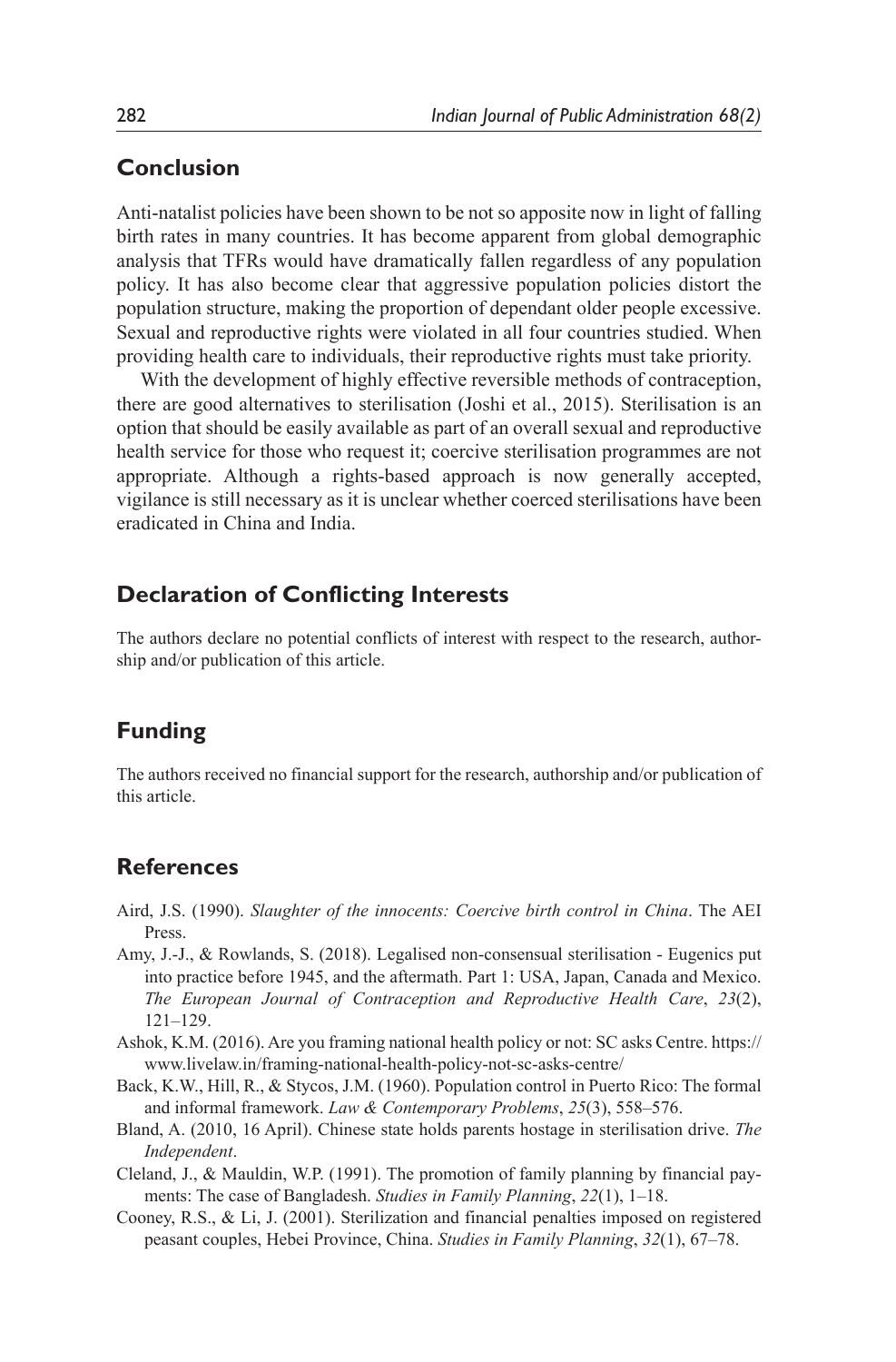## Conclusion

Anti-natalist policies have been shown to be not so apposite now in light of falling birth rates in many countries. It has become apparent from global demographic analysis that TFRs would have dramatically fallen regardless of any population policy. It has also become clear that aggressive population policies distort the population structure, making the proportion of dependant older people excessive. Sexual and reproductive rights were violated in all four countries studied. When providing health care to individuals, their reproductive rights must take priority.

With the development of highly effective reversible methods of contraception, there are good alternatives to sterilisation (Joshi et al., 2015). Sterilisation is an option that should be easily available as part of an overall sexual and reproductive health service for those who request it; coercive sterilisation programmes are not appropriate. Although a rights-based approach is now generally accepted, vigilance is still necessary as it is unclear whether coerced sterilisations have been eradicated in China and India.

## Declaration of Conflicting Interests

The authors declare no potential conflicts of interest with respect to the research, authorship and/or publication of this article.

## Funding

The authors received no financial support for the research, authorship and/or publication of this article.

## References

Aird, J.S. (1990). *Slaughter of the innocents: Coercive birth control in China*. The AEI Press.

Amy, J.-J., & Rowlands, S. (2018). Legalised non-consensual sterilisation - Eugenics put into practice before 1945, and the aftermath. Part 1: USA, Japan, Canada and Mexico. *The European Journal of Contraception and Reproductive Health Care*, *23*(2), 121–129.

Ashok, K.M. (2016). Are you framing national health policy or not: SC asks Centre. https://www.livelaw.in/framing-national-health-policy-not-sc-asks-centre/

Back, K.W., Hill, R., & Stycos, J.M. (1960). Population control in Puerto Rico: The formal and informal framework. *Law & Contemporary Problems*, *25*(3), 558–576.

Bland, A. (2010, 16 April). Chinese state holds parents hostage in sterilisation drive. *The Independent*.

Cleland, J., & Mauldin, W.P. (1991). The promotion of family planning by financial payments: The case of Bangladesh. *Studies in Family Planning*, *22*(1), 1–18.

Cooney, R.S., & Li, J. (2001). Sterilization and financial penalties imposed on registered peasant couples, Hebei Province, China. *Studies in Family Planning*, *32*(1), 67–78.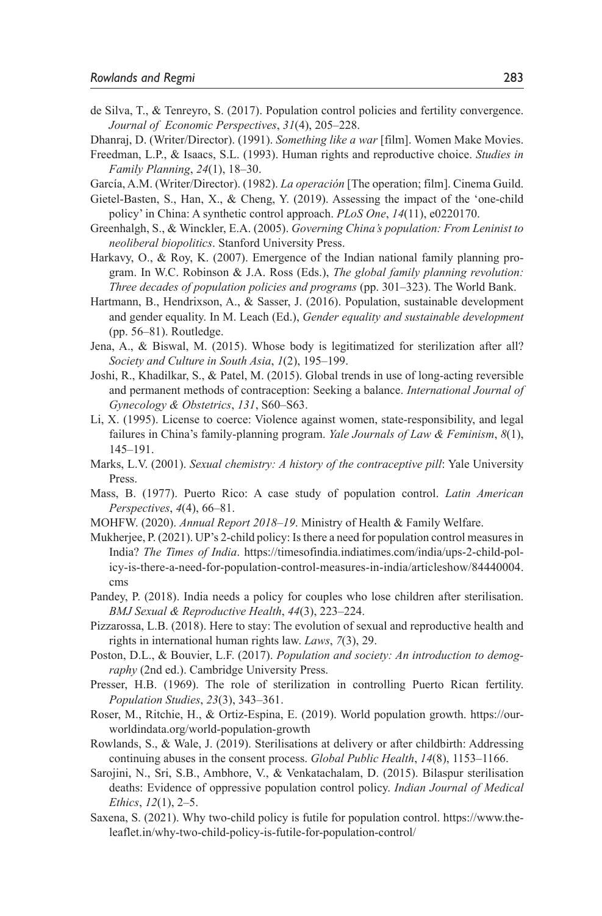de Silva, T., & Tenreyro, S. (2017). Population control policies and fertility convergence. *Journal of Economic Perspectives*, *31*(4), 205–228.

Dhanraj, D. (Writer/Director). (1991). *Something like a war* [film]. Women Make Movies.

Freedman, L.P., & Isaacs, S.L. (1993). Human rights and reproductive choice. *Studies in Family Planning*, *24*(1), 18–30.

García, A.M. (Writer/Director). (1982). *La operación* [The operation; film]. Cinema Guild.

Gietel-Basten, S., Han, X., & Cheng, Y. (2019). Assessing the impact of the 'one-child policy' in China: A synthetic control approach. *PLoS One*, *14*(11), e0220170.

Greenhalgh, S., & Winckler, E.A. (2005). *Governing China's population: From Leninist to neoliberal biopolitics*. Stanford University Press.

Harkavy, O., & Roy, K. (2007). Emergence of the Indian national family planning program. In W.C. Robinson & J.A. Ross (Eds.), *The global family planning revolution: Three decades of population policies and programs* (pp. 301–323). The World Bank.

Hartmann, B., Hendrixson, A., & Sasser, J. (2016). Population, sustainable development and gender equality. In M. Leach (Ed.), *Gender equality and sustainable development* (pp. 56–81). Routledge.

Jena, A., & Biswal, M. (2015). Whose body is legitimatized for sterilization after all? *Society and Culture in South Asia*, *1*(2), 195–199.

Joshi, R., Khadilkar, S., & Patel, M. (2015). Global trends in use of long-acting reversible and permanent methods of contraception: Seeking a balance. *International Journal of Gynecology & Obstetrics*, *131*, S60–S63.

Li, X. (1995). License to coerce: Violence against women, state-responsibility, and legal failures in China's family-planning program. *Yale Journals of Law & Feminism*, *8*(1), 145–191.

Marks, L.V. (2001). *Sexual chemistry: A history of the contraceptive pill*: Yale University Press.

Mass, B. (1977). Puerto Rico: A case study of population control. *Latin American Perspectives*, *4*(4), 66–81.

MOHFW. (2020). *Annual Report 2018–19*. Ministry of Health & Family Welfare.

Mukherjee, P. (2021). UP's 2-child policy: Is there a need for population control measures in India? *The Times of India*. https://timesofindia.indiatimes.com/india/ups-2-child-policy-is-there-a-need-for-population-control-measures-in-india/articleshow/84440004.cms

Pandey, P. (2018). India needs a policy for couples who lose children after sterilisation. *BMJ Sexual & Reproductive Health*, *44*(3), 223–224.

Pizzarossa, L.B. (2018). Here to stay: The evolution of sexual and reproductive health and rights in international human rights law. *Laws*, *7*(3), 29.

Poston, D.L., & Bouvier, L.F. (2017). *Population and society: An introduction to demography* (2nd ed.). Cambridge University Press.

Presser, H.B. (1969). The role of sterilization in controlling Puerto Rican fertility. *Population Studies*, *23*(3), 343–361.

Roser, M., Ritchie, H., & Ortiz-Espina, E. (2019). World population growth. https://ourworldindata.org/world-population-growth

Rowlands, S., & Wale, J. (2019). Sterilisations at delivery or after childbirth: Addressing continuing abuses in the consent process. *Global Public Health*, *14*(8), 1153–1166.

Sarojini, N., Sri, S.B., Ambhore, V., & Venkatachalam, D. (2015). Bilaspur sterilisation deaths: Evidence of oppressive population control policy. *Indian Journal of Medical Ethics*, *12*(1), 2–5.

Saxena, S. (2021). Why two-child policy is futile for population control. https://www.theleaflet.in/why-two-child-policy-is-futile-for-population-control/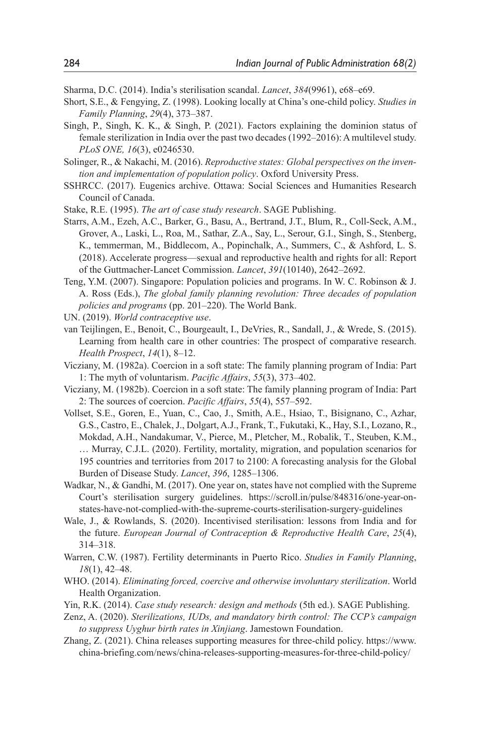Sharma, D.C. (2014). India's sterilisation scandal. *Lancet*, *384*(9961), e68–e69.

Short, S.E., & Fengying, Z. (1998). Looking locally at China's one-child policy. *Studies in Family Planning*, *29*(4), 373–387.

Singh, P., Singh, K. K., & Singh, P. (2021). Factors explaining the dominion status of female sterilization in India over the past two decades (1992–2016): A multilevel study. *PLoS ONE, 16*(3), e0246530.

Solinger, R., & Nakachi, M. (2016). *Reproductive states: Global perspectives on the invention and implementation of population policy*. Oxford University Press.

SSHRCC. (2017). Eugenics archive. Ottawa: Social Sciences and Humanities Research Council of Canada.

Stake, R.E. (1995). *The art of case study research*. SAGE Publishing.

Starrs, A.M., Ezeh, A.C., Barker, G., Basu, A., Bertrand, J.T., Blum, R., Coll-Seck, A.M., Grover, A., Laski, L., Roa, M., Sathar, Z.A., Say, L., Serour, G.I., Singh, S., Stenberg, K., temmerman, M., Biddlecom, A., Popinchalk, A., Summers, C., & Ashford, L. S. (2018). Accelerate progress—sexual and reproductive health and rights for all: Report of the Guttmacher-Lancet Commission. *Lancet*, *391*(10140), 2642–2692.

Teng, Y.M. (2007). Singapore: Population policies and programs. In W. C. Robinson & J. A. Ross (Eds.), *The global family planning revolution: Three decades of population policies and programs* (pp. 201–220). The World Bank.

UN. (2019). *World contraceptive use*.

van Teijlingen, E., Benoit, C., Bourgeault, I., DeVries, R., Sandall, J., & Wrede, S. (2015). Learning from health care in other countries: The prospect of comparative research. *Health Prospect*, *14*(1), 8–12.

Vicziany, M. (1982a). Coercion in a soft state: The family planning program of India: Part 1: The myth of voluntarism. *Pacific Affairs*, *55*(3), 373–402.

Vicziany, M. (1982b). Coercion in a soft state: The family planning program of India: Part 2: The sources of coercion. *Pacific Affairs*, *55*(4), 557–592.

Vollset, S.E., Goren, E., Yuan, C., Cao, J., Smith, A.E., Hsiao, T., Bisignano, C., Azhar, G.S., Castro, E., Chalek, J., Dolgart, A.J., Frank, T., Fukutaki, K., Hay, S.I., Lozano, R., Mokdad, A.H., Nandakumar, V., Pierce, M., Pletcher, M., Robalik, T., Steuben, K.M., … Murray, C.J.L. (2020). Fertility, mortality, migration, and population scenarios for 195 countries and territories from 2017 to 2100: A forecasting analysis for the Global Burden of Disease Study. *Lancet*, *396*, 1285–1306.

Wadkar, N., & Gandhi, M. (2017). One year on, states have not complied with the Supreme Court's sterilisation surgery guidelines. https://scroll.in/pulse/848316/one-year-on-states-have-not-complied-with-the-supreme-courts-sterilisation-surgery-guidelines

Wale, J., & Rowlands, S. (2020). Incentivised sterilisation: lessons from India and for the future. *European Journal of Contraception & Reproductive Health Care*, *25*(4), 314–318.

Warren, C.W. (1987). Fertility determinants in Puerto Rico. *Studies in Family Planning*, *18*(1), 42–48.

WHO. (2014). *Eliminating forced, coercive and otherwise involuntary sterilization*. World Health Organization.

Yin, R.K. (2014). *Case study research: design and methods* (5th ed.). SAGE Publishing.

Zenz, A. (2020). *Sterilizations, IUDs, and mandatory birth control: The CCP's campaign to suppress Uyghur birth rates in Xinjiang*. Jamestown Foundation.

Zhang, Z. (2021). China releases supporting measures for three-child policy. https://www.china-briefing.com/news/china-releases-supporting-measures-for-three-child-policy/